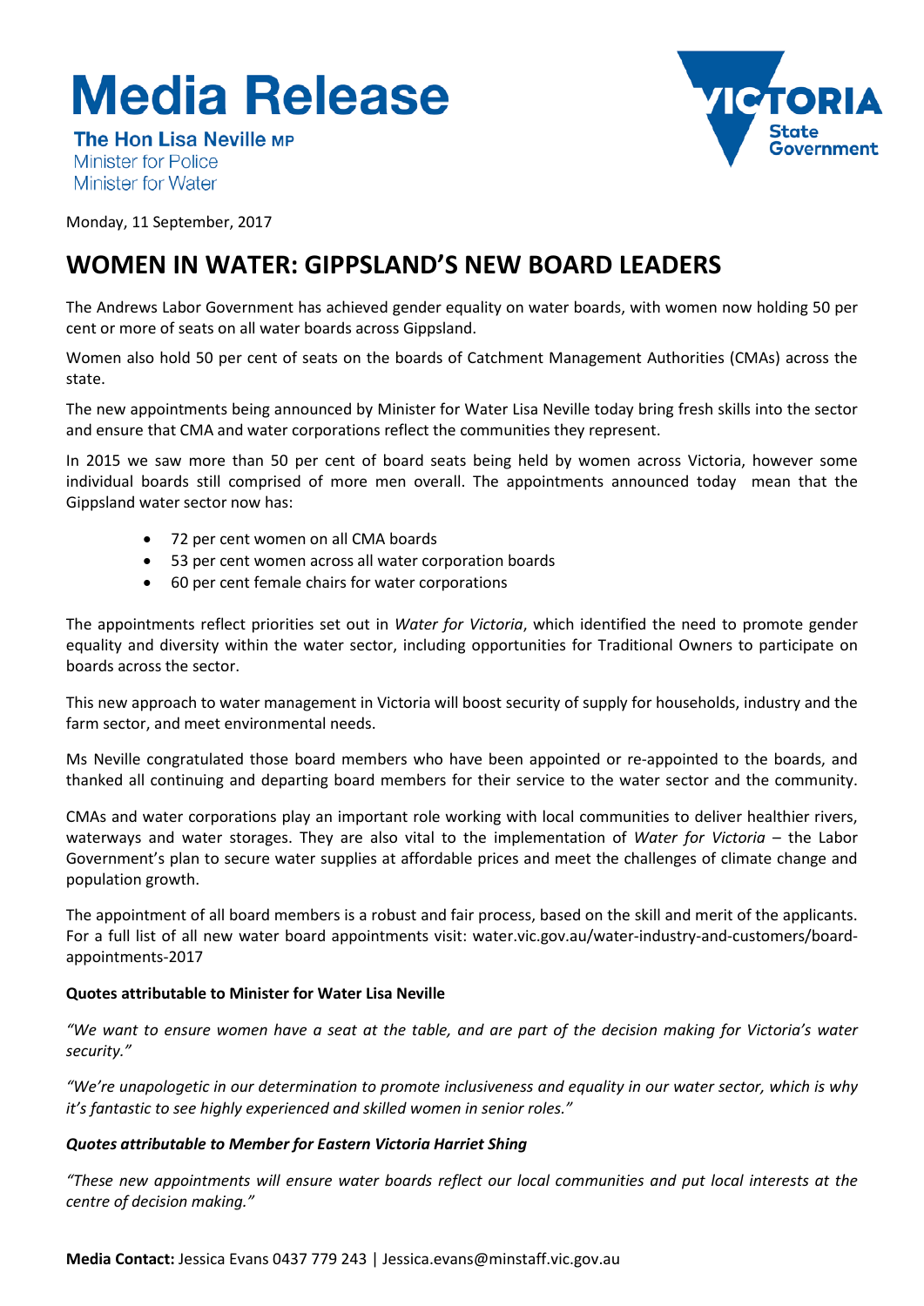# Media Release

**The Hon Lisa Neville MP**
Minister for Police
Minister for Water

Monday, 11 September, 2017

## WOMEN IN WATER: GIPPSLAND'S NEW BOARD LEADERS

The Andrews Labor Government has achieved gender equality on water boards, with women now holding 50 per cent or more of seats on all water boards across Gippsland.

Women also hold 50 per cent of seats on the boards of Catchment Management Authorities (CMAs) across the state.

The new appointments being announced by Minister for Water Lisa Neville today bring fresh skills into the sector and ensure that CMA and water corporations reflect the communities they represent.

In 2015 we saw more than 50 per cent of board seats being held by women across Victoria, however some individual boards still comprised of more men overall. The appointments announced today mean that the Gippsland water sector now has:

- 72 per cent women on all CMA boards
- 53 per cent women across all water corporation boards
- 60 per cent female chairs for water corporations

The appointments reflect priorities set out in *Water for Victoria*, which identified the need to promote gender equality and diversity within the water sector, including opportunities for Traditional Owners to participate on boards across the sector.

This new approach to water management in Victoria will boost security of supply for households, industry and the farm sector, and meet environmental needs.

Ms Neville congratulated those board members who have been appointed or re-appointed to the boards, and thanked all continuing and departing board members for their service to the water sector and the community.

CMAs and water corporations play an important role working with local communities to deliver healthier rivers, waterways and water storages. They are also vital to the implementation of *Water for Victoria* – the Labor Government's plan to secure water supplies at affordable prices and meet the challenges of climate change and population growth.

The appointment of all board members is a robust and fair process, based on the skill and merit of the applicants. For a full list of all new water board appointments visit: water.vic.gov.au/water-industry-and-customers/board-appointments-2017

**Quotes attributable to Minister for Water Lisa Neville**

*"We want to ensure women have a seat at the table, and are part of the decision making for Victoria's water security."*

*"We're unapologetic in our determination to promote inclusiveness and equality in our water sector, which is why it's fantastic to see highly experienced and skilled women in senior roles."*

***Quotes attributable to Member for Eastern Victoria Harriet Shing***

*"These new appointments will ensure water boards reflect our local communities and put local interests at the centre of decision making."*

**Media Contact:** Jessica Evans 0437 779 243 | Jessica.evans@minstaff.vic.gov.au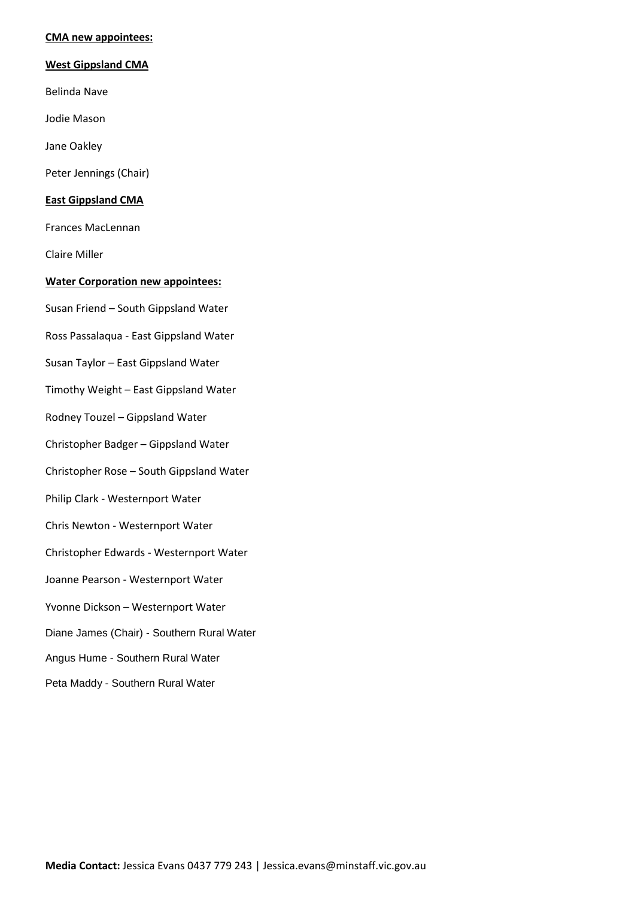**CMA new appointees:**

**West Gippsland CMA**

Belinda Nave

Jodie Mason

Jane Oakley

Peter Jennings (Chair)

**East Gippsland CMA**

Frances MacLennan

Claire Miller

**Water Corporation new appointees:**

Susan Friend – South Gippsland Water

Ross Passalaqua - East Gippsland Water

Susan Taylor – East Gippsland Water

Timothy Weight – East Gippsland Water

Rodney Touzel – Gippsland Water

Christopher Badger – Gippsland Water

Christopher Rose – South Gippsland Water

Philip Clark - Westernport Water

Chris Newton - Westernport Water

Christopher Edwards - Westernport Water

Joanne Pearson - Westernport Water

Yvonne Dickson – Westernport Water

Diane James (Chair) - Southern Rural Water

Angus Hume - Southern Rural Water

Peta Maddy - Southern Rural Water

**Media Contact:** Jessica Evans 0437 779 243 | Jessica.evans@minstaff.vic.gov.au